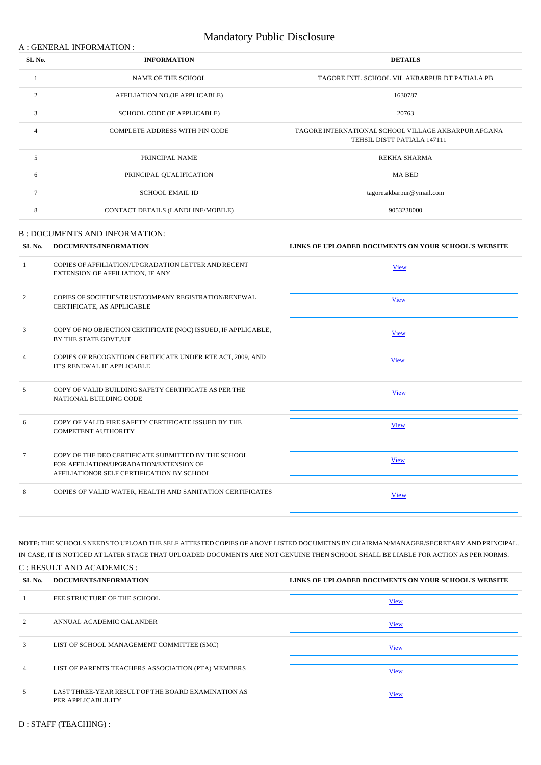# Mandatory Public Disclosure

## A : GENERAL INFORMATION :

| SL No. | INFORMATION | DETAILS |
|---|---|---|
| 1 | NAME OF THE SCHOOL | TAGORE INTL SCHOOL VIL AKBARPUR DT PATIALA PB |
| 2 | AFFILIATION NO.(IF APPLICABLE) | 1630787 |
| 3 | SCHOOL CODE (IF APPLICABLE) | 20763 |
| 4 | COMPLETE ADDRESS WITH PIN CODE | TAGORE INTERNATIONAL SCHOOL VILLAGE AKBARPUR AFGANA TEHSIL DISTT PATIALA 147111 |
| 5 | PRINCIPAL NAME | REKHA SHARMA |
| 6 | PRINCIPAL QUALIFICATION | MA BED |
| 7 | SCHOOL EMAIL ID | tagore.akbarpur@ymail.com |
| 8 | CONTACT DETAILS (LANDLINE/MOBILE) | 9053238000 |

## B : DOCUMENTS AND INFORMATION:

| SL No. | DOCUMENTS/INFORMATION | LINKS OF UPLOADED DOCUMENTS ON YOUR SCHOOL'S WEBSITE |
|---|---|---|
| 1 | COPIES OF AFFILIATION/UPGRADATION LETTER AND RECENT EXTENSION OF AFFILIATION, IF ANY | View |
| 2 | COPIES OF SOCIETIES/TRUST/COMPANY REGISTRATION/RENEWAL CERTIFICATE, AS APPLICABLE | View |
| 3 | COPY OF NO OBJECTION CERTIFICATE (NOC) ISSUED, IF APPLICABLE, BY THE STATE GOVT./UT | View |
| 4 | COPIES OF RECOGNITION CERTIFICATE UNDER RTE ACT, 2009, AND IT'S RENEWAL IF APPLICABLE | View |
| 5 | COPY OF VALID BUILDING SAFETY CERTIFICATE AS PER THE NATIONAL BUILDING CODE | View |
| 6 | COPY OF VALID FIRE SAFETY CERTIFICATE ISSUED BY THE COMPETENT AUTHORITY | View |
| 7 | COPY OF THE DEO CERTIFICATE SUBMITTED BY THE SCHOOL FOR AFFILIATION/UPGRADATION/EXTENSION OF AFFILIATIONOR SELF CERTIFICATION BY SCHOOL | View |
| 8 | COPIES OF VALID WATER, HEALTH AND SANITATION CERTIFICATES | View |

**NOTE:** THE SCHOOLS NEEDS TO UPLOAD THE SELF ATTESTED COPIES OF ABOVE LISTED DOCUMETNS BY CHAIRMAN/MANAGER/SECRETARY AND PRINCIPAL. IN CASE, IT IS NOTICED AT LATER STAGE THAT UPLOADED DOCUMENTS ARE NOT GENUINE THEN SCHOOL SHALL BE LIABLE FOR ACTION AS PER NORMS.

## C : RESULT AND ACADEMICS :

| SL No. | DOCUMENTS/INFORMATION | LINKS OF UPLOADED DOCUMENTS ON YOUR SCHOOL'S WEBSITE |
|---|---|---|
| 1 | FEE STRUCTURE OF THE SCHOOL | View |
| 2 | ANNUAL ACADEMIC CALANDER | View |
| 3 | LIST OF SCHOOL MANAGEMENT COMMITTEE (SMC) | View |
| 4 | LIST OF PARENTS TEACHERS ASSOCIATION (PTA) MEMBERS | View |
| 5 | LAST THREE-YEAR RESULT OF THE BOARD EXAMINATION AS PER APPLICABLILITY | View |

## D : STAFF (TEACHING) :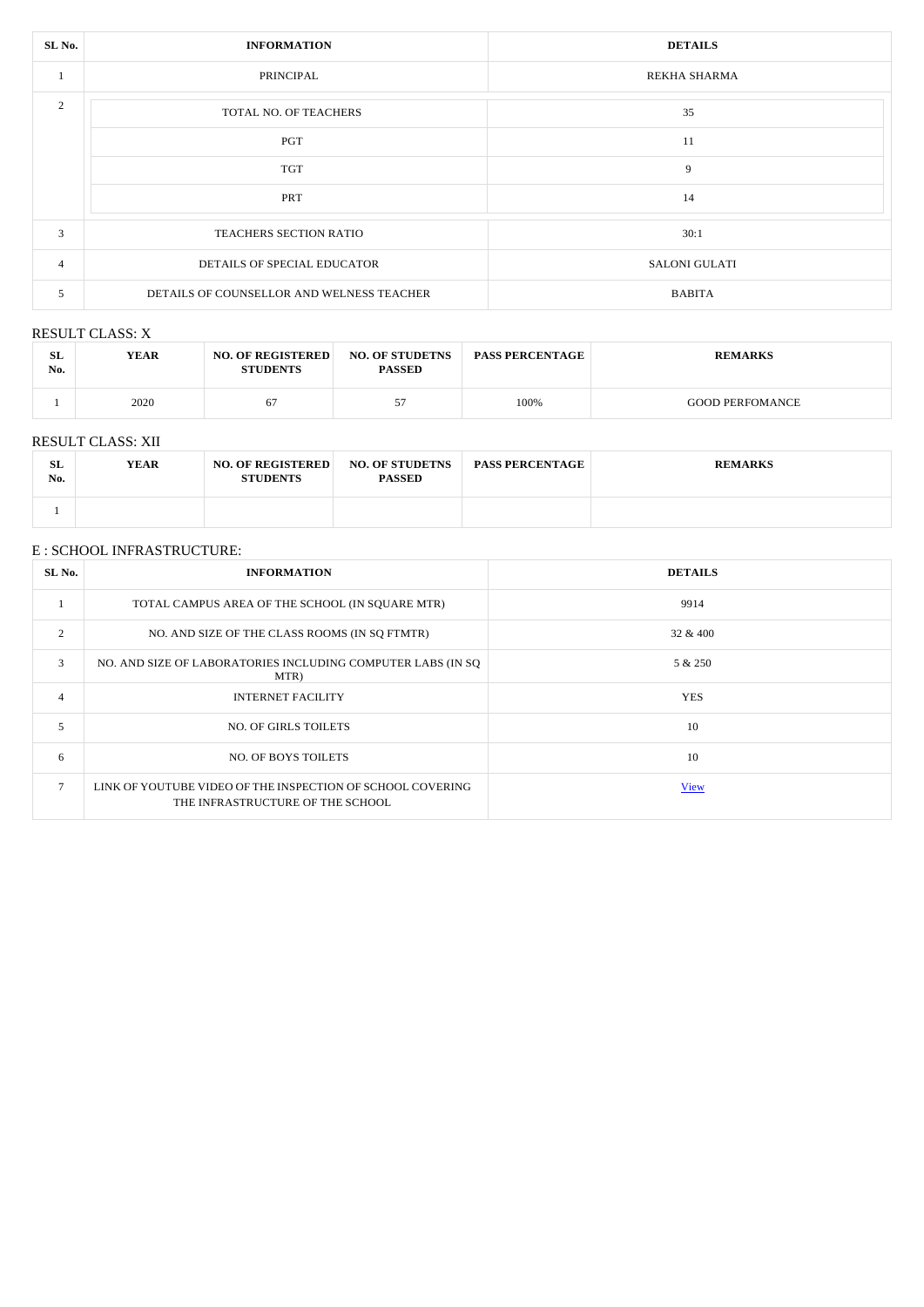| SL No. | INFORMATION | DETAILS |
|---|---|---|
| 1 | PRINCIPAL | REKHA SHARMA |
| 2 | TOTAL NO. OF TEACHERS | 35 |
| | PGT | 11 |
| | TGT | 9 |
| | PRT | 14 |
| 3 | TEACHERS SECTION RATIO | 30:1 |
| 4 | DETAILS OF SPECIAL EDUCATOR | SALONI GULATI |
| 5 | DETAILS OF COUNSELLOR AND WELNESS TEACHER | BABITA |

RESULT CLASS: X

| SL No. | YEAR | NO. OF REGISTERED STUDENTS | NO. OF STUDETNS PASSED | PASS PERCENTAGE | REMARKS |
|---|---|---|---|---|---|
| 1 | 2020 | 67 | 57 | 100% | GOOD PERFOMANCE |

RESULT CLASS: XII

| SL No. | YEAR | NO. OF REGISTERED STUDENTS | NO. OF STUDETNS PASSED | PASS PERCENTAGE | REMARKS |
|---|---|---|---|---|---|
| 1 | | | | | |

E : SCHOOL INFRASTRUCTURE:

| SL No. | INFORMATION | DETAILS |
|---|---|---|
| 1 | TOTAL CAMPUS AREA OF THE SCHOOL (IN SQUARE MTR) | 9914 |
| 2 | NO. AND SIZE OF THE CLASS ROOMS (IN SQ FTMTR) | 32 & 400 |
| 3 | NO. AND SIZE OF LABORATORIES INCLUDING COMPUTER LABS (IN SQ MTR) | 5 & 250 |
| 4 | INTERNET FACILITY | YES |
| 5 | NO. OF GIRLS TOILETS | 10 |
| 6 | NO. OF BOYS TOILETS | 10 |
| 7 | LINK OF YOUTUBE VIDEO OF THE INSPECTION OF SCHOOL COVERING THE INFRASTRUCTURE OF THE SCHOOL | View |